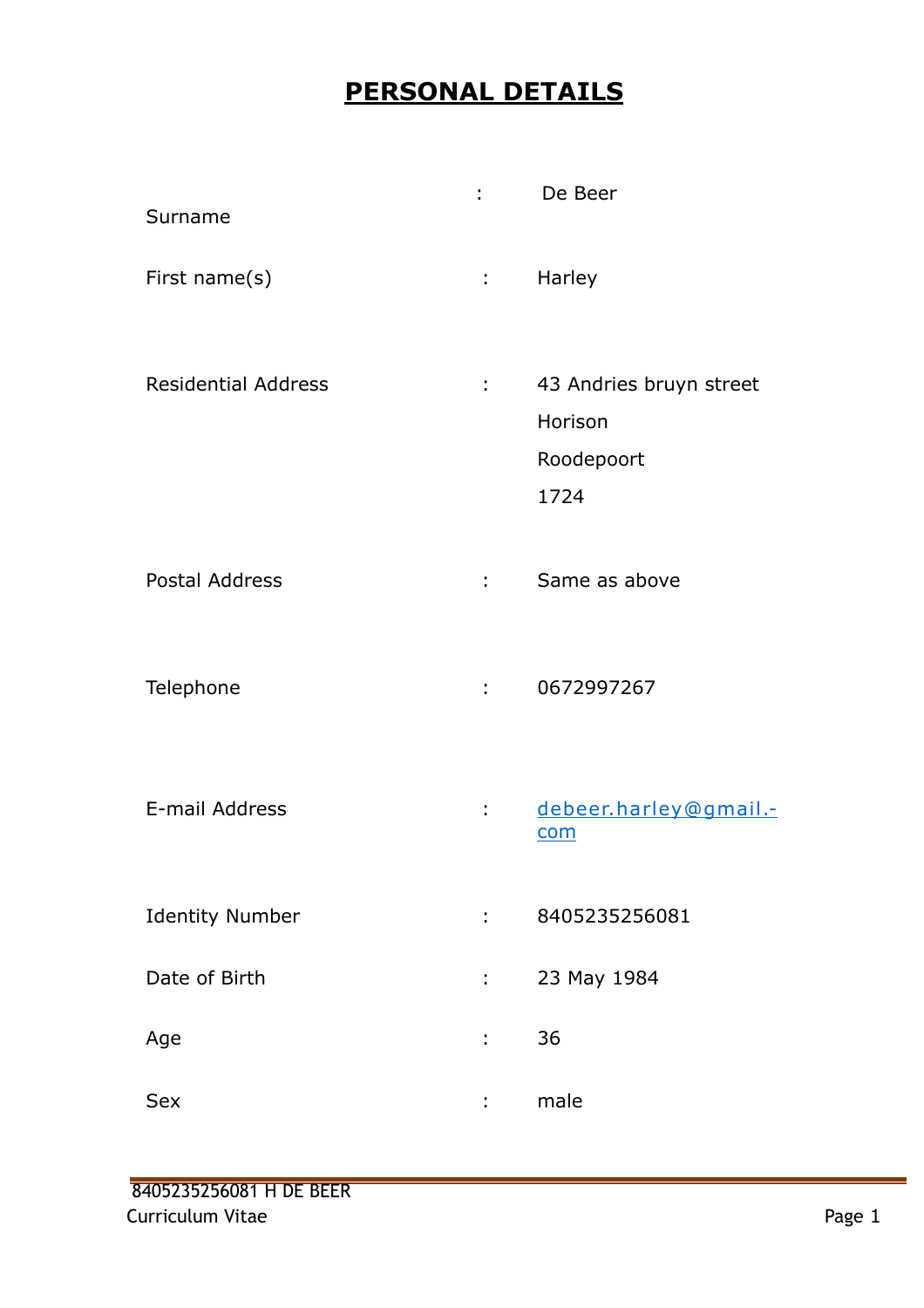# PERSONAL DETAILS

| | | |
|---|---|---|
| Surname | : | De Beer |
| First name(s) | : | Harley |
| Residential Address | : | 43 Andries bruyn street<br>Horison<br>Roodepoort<br>1724 |
| Postal Address | : | Same as above |
| Telephone | : | 0672997267 |
| E-mail Address | : | debeer.harley@gmail.com |
| Identity Number | : | 8405235256081 |
| Date of Birth | : | 23 May 1984 |
| Age | : | 36 |
| Sex | : | male |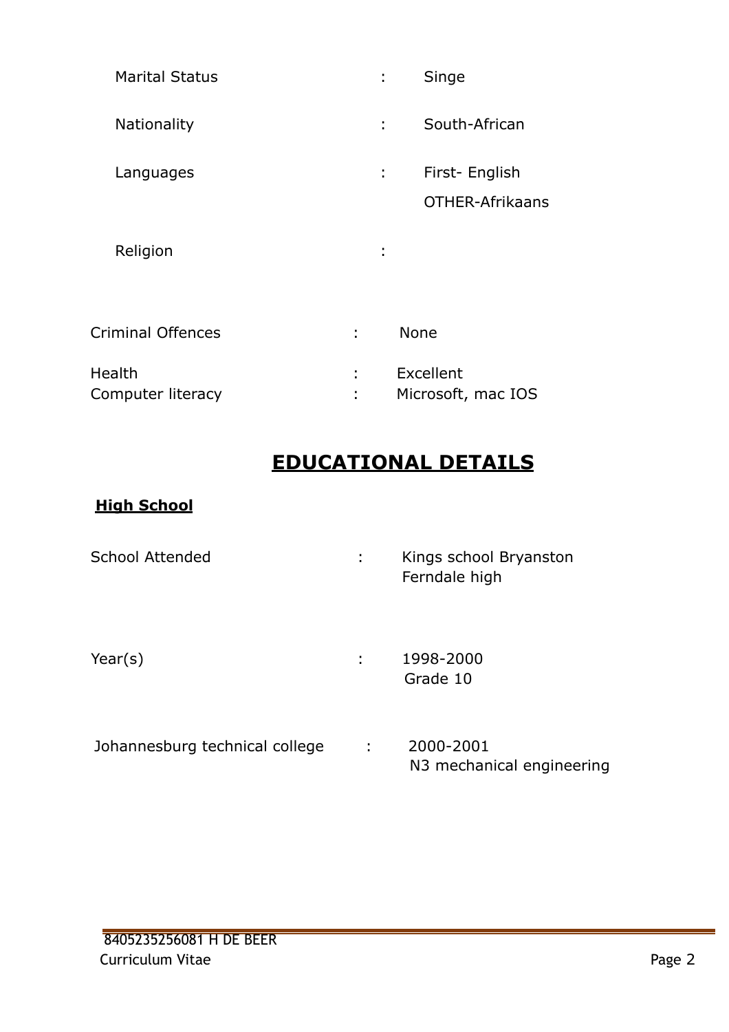| | | |
|---|---|---|
| Marital Status | : | Singe |
| Nationality | : | South-African |
| Languages | : | First- English<br>OTHER-Afrikaans |
| Religion | : | |
| Criminal Offences | : | None |
| Health | : | Excellent |
| Computer literacy | : | Microsoft, mac IOS |

# **EDUCATIONAL DETAILS**

**High School**

| | | |
|---|---|---|
| School Attended | : | Kings school Bryanston<br>Ferndale high |
| Year(s) | : | 1998-2000<br>Grade 10 |
| Johannesburg technical college | : | 2000-2001<br>N3 mechanical engineering |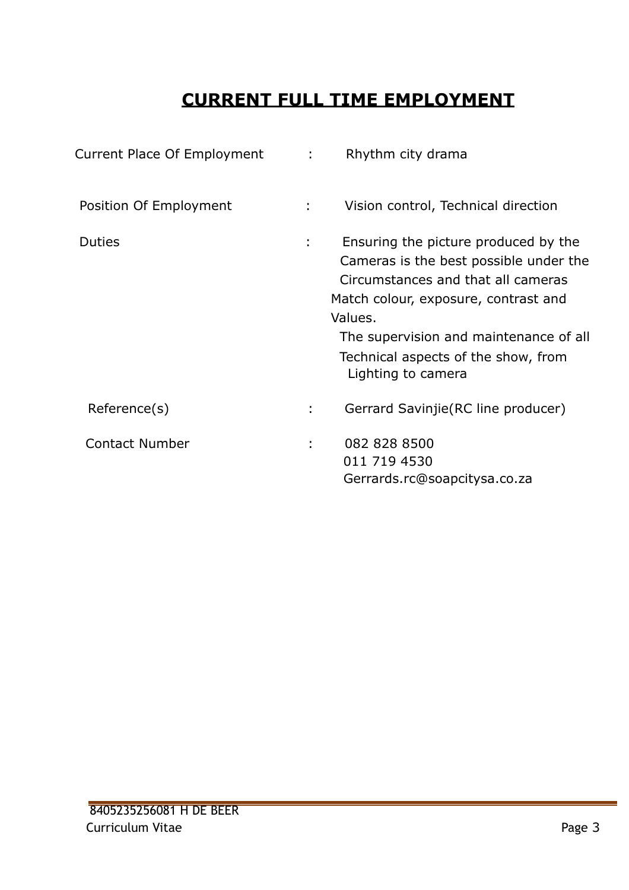## CURRENT FULL TIME EMPLOYMENT

| | | |
|---|---|---|
| Current Place Of Employment | : | Rhythm city drama |
| Position Of Employment | : | Vision control, Technical direction |
| Duties | : | Ensuring the picture produced by the Cameras is the best possible under the Circumstances and that all cameras Match colour, exposure, contrast and Values.<br>The supervision and maintenance of all Technical aspects of the show, from Lighting to camera |
| Reference(s) | : | Gerrard Savinjie(RC line producer) |
| Contact Number | : | 082 828 8500<br>011 719 4530<br>Gerrards.rc@soapcitysa.co.za |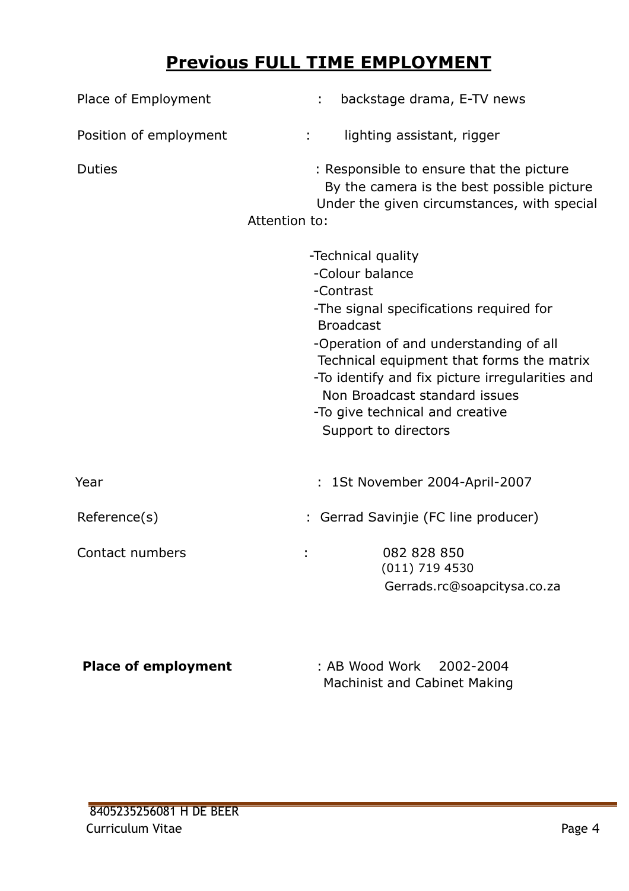## Previous FULL TIME EMPLOYMENT

Place of Employment : backstage drama, E-TV news

Position of employment : lighting assistant, rigger

Duties : Responsible to ensure that the picture By the camera is the best possible picture Under the given circumstances, with special Attention to:

- -Technical quality
- -Colour balance
- -Contrast
- -The signal specifications required for Broadcast
- -Operation of and understanding of all Technical equipment that forms the matrix
- -To identify and fix picture irregularities and Non Broadcast standard issues
- -To give technical and creative Support to directors

Year : 1St November 2004-April-2007

Reference(s) : Gerrad Savinjie (FC line producer)

Contact numbers : 082 828 850
(011) 719 4530
Gerrads.rc@soapcitysa.co.za

**Place of employment** : AB Wood Work 2002-2004
Machinist and Cabinet Making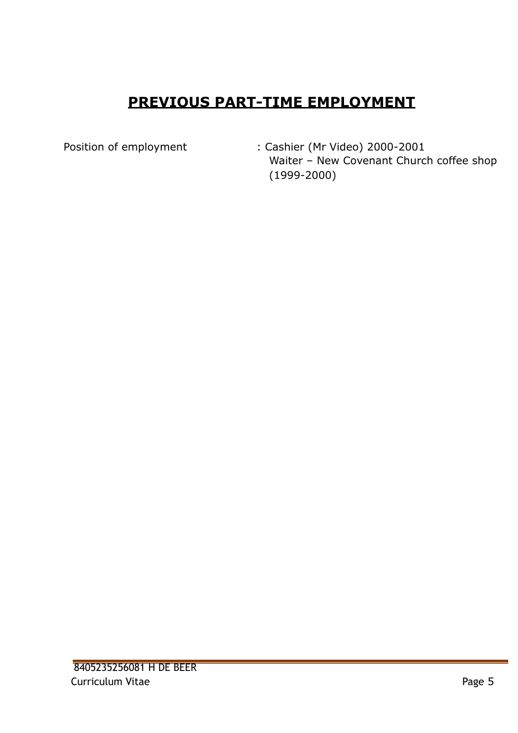# **PREVIOUS PART-TIME EMPLOYMENT**

Position of employment : Cashier (Mr Video) 2000-2001
Waiter – New Covenant Church coffee shop (1999-2000)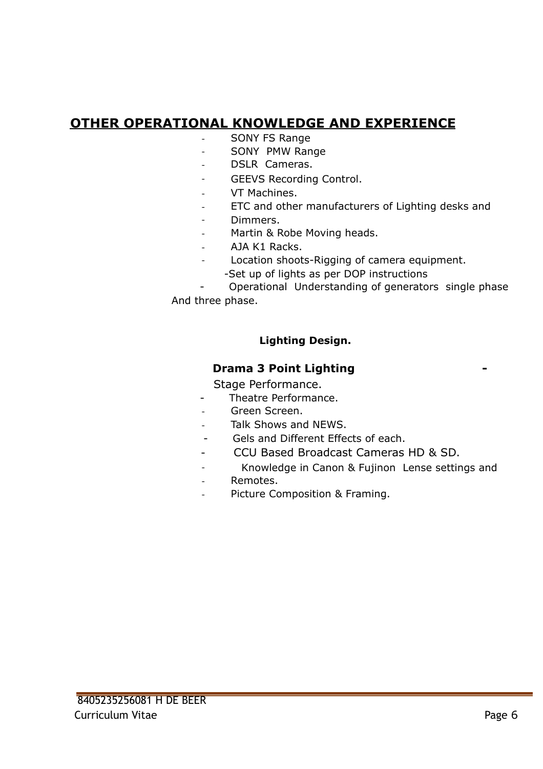## OTHER OPERATIONAL KNOWLEDGE AND EXPERIENCE

- SONY FS Range
- SONY PMW Range
- DSLR Cameras.
- GEEVS Recording Control.
- VT Machines.
- ETC and other manufacturers of Lighting desks and
- Dimmers.
- Martin & Robe Moving heads.
- AJA K1 Racks.
- Location shoots-Rigging of camera equipment.
- Set up of lights as per DOP instructions
- Operational Understanding of generators single phase And three phase.

**Lighting Design.**

**Drama 3 Point Lighting** -

Stage Performance.

- Theatre Performance.
- Green Screen.
- Talk Shows and NEWS.
- Gels and Different Effects of each.
- CCU Based Broadcast Cameras HD & SD.
- Knowledge in Canon & Fujinon Lense settings and
- Remotes.
- Picture Composition & Framing.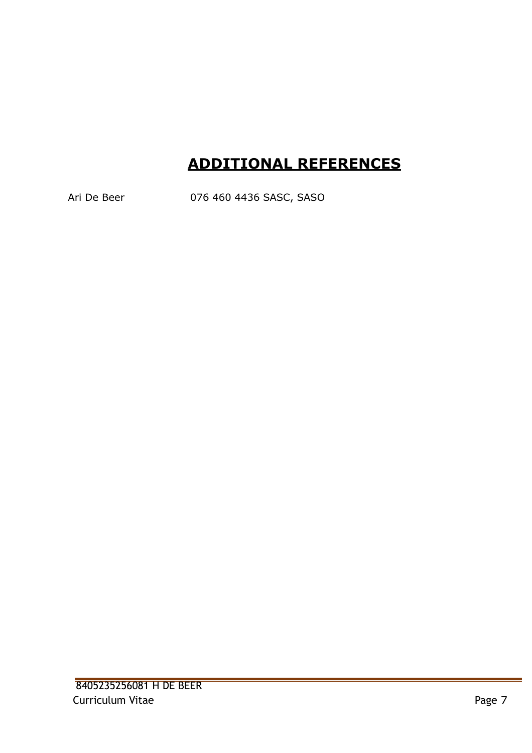# **ADDITIONAL REFERENCES**

Ari De Beer 076 460 4436 SASC, SASO